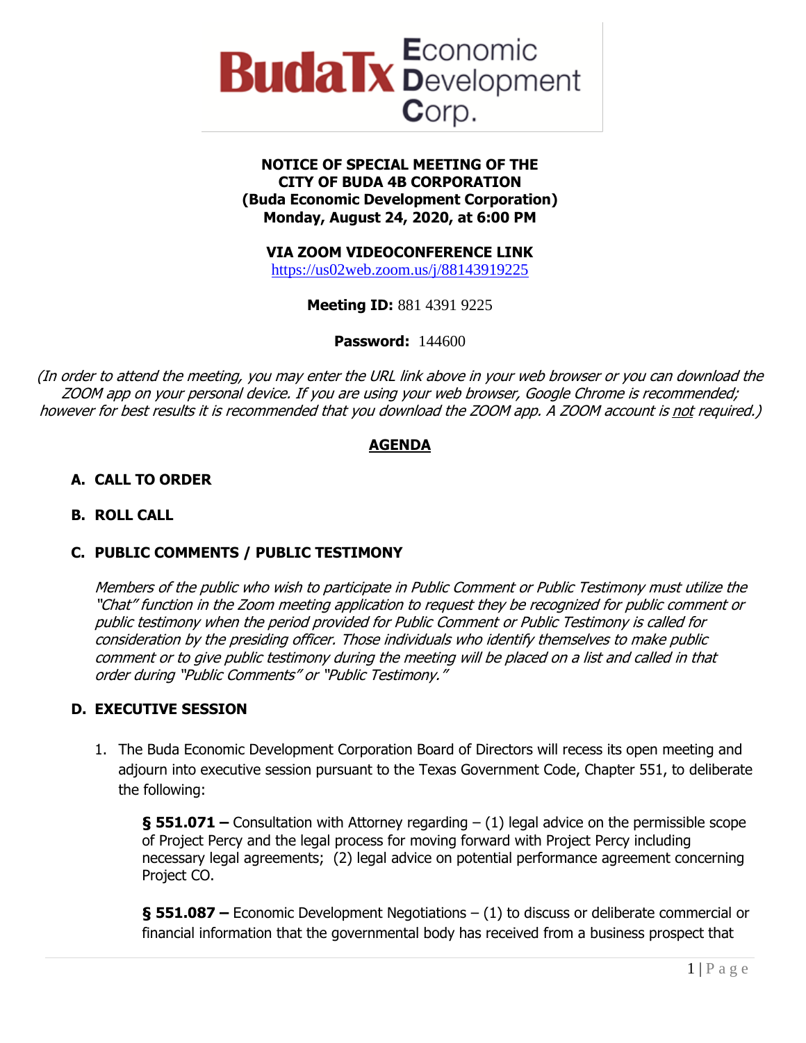BudaTx Economic Development Corp.

**NOTICE OF SPECIAL MEETING OF THE**
**CITY OF BUDA 4B CORPORATION**
**(Buda Economic Development Corporation)**
**Monday, August 24, 2020, at 6:00 PM**

**VIA ZOOM VIDEOCONFERENCE LINK**
https://us02web.zoom.us/j/88143919225

**Meeting ID:** 881 4391 9225

**Password:** 144600

*(In order to attend the meeting, you may enter the URL link above in your web browser or you can download the ZOOM app on your personal device. If you are using your web browser, Google Chrome is recommended; however for best results it is recommended that you download the ZOOM app. A ZOOM account is not required.)*

## AGENDA

**A. CALL TO ORDER**

**B. ROLL CALL**

**C. PUBLIC COMMENTS / PUBLIC TESTIMONY**

*Members of the public who wish to participate in Public Comment or Public Testimony must utilize the "Chat" function in the Zoom meeting application to request they be recognized for public comment or public testimony when the period provided for Public Comment or Public Testimony is called for consideration by the presiding officer. Those individuals who identify themselves to make public comment or to give public testimony during the meeting will be placed on a list and called in that order during "Public Comments" or "Public Testimony."*

**D. EXECUTIVE SESSION**

1. The Buda Economic Development Corporation Board of Directors will recess its open meeting and adjourn into executive session pursuant to the Texas Government Code, Chapter 551, to deliberate the following:

   **§ 551.071 –** Consultation with Attorney regarding – (1) legal advice on the permissible scope of Project Percy and the legal process for moving forward with Project Percy including necessary legal agreements; (2) legal advice on potential performance agreement concerning Project CO.

   **§ 551.087 –** Economic Development Negotiations – (1) to discuss or deliberate commercial or financial information that the governmental body has received from a business prospect that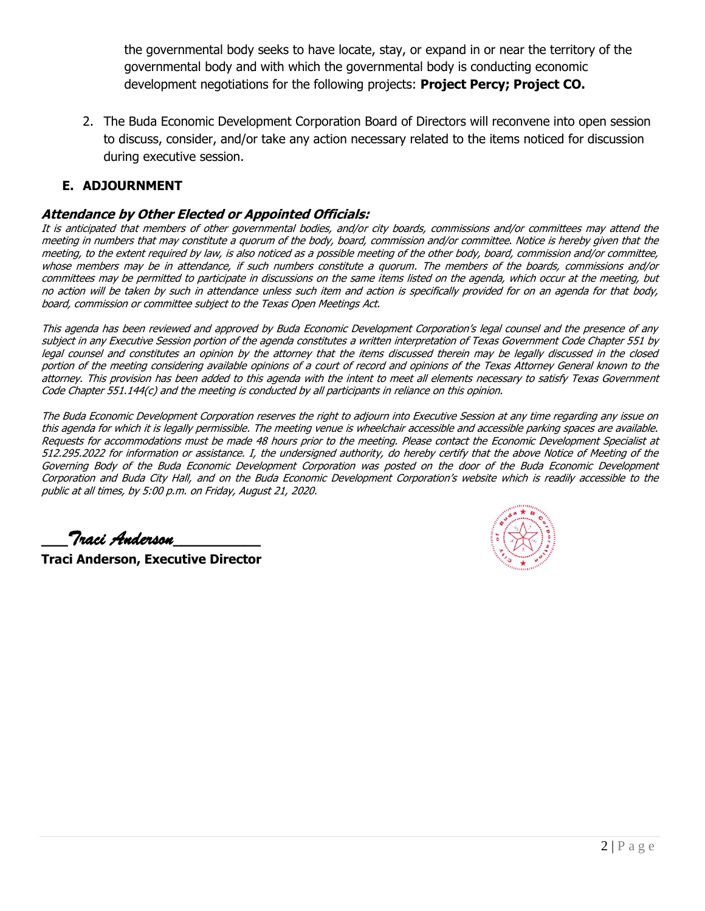the governmental body seeks to have locate, stay, or expand in or near the territory of the governmental body and with which the governmental body is conducting economic development negotiations for the following projects: **Project Percy; Project CO.**

2. The Buda Economic Development Corporation Board of Directors will reconvene into open session to discuss, consider, and/or take any action necessary related to the items noticed for discussion during executive session.

### E. ADJOURNMENT

***Attendance by Other Elected or Appointed Officials:***

*It is anticipated that members of other governmental bodies, and/or city boards, commissions and/or committees may attend the meeting in numbers that may constitute a quorum of the body, board, commission and/or committee. Notice is hereby given that the meeting, to the extent required by law, is also noticed as a possible meeting of the other body, board, commission and/or committee, whose members may be in attendance, if such numbers constitute a quorum. The members of the boards, commissions and/or committees may be permitted to participate in discussions on the same items listed on the agenda, which occur at the meeting, but no action will be taken by such in attendance unless such item and action is specifically provided for on an agenda for that body, board, commission or committee subject to the Texas Open Meetings Act.*

*This agenda has been reviewed and approved by Buda Economic Development Corporation's legal counsel and the presence of any subject in any Executive Session portion of the agenda constitutes a written interpretation of Texas Government Code Chapter 551 by legal counsel and constitutes an opinion by the attorney that the items discussed therein may be legally discussed in the closed portion of the meeting considering available opinions of a court of record and opinions of the Texas Attorney General known to the attorney. This provision has been added to this agenda with the intent to meet all elements necessary to satisfy Texas Government Code Chapter 551.144(c) and the meeting is conducted by all participants in reliance on this opinion.*

*The Buda Economic Development Corporation reserves the right to adjourn into Executive Session at any time regarding any issue on this agenda for which it is legally permissible. The meeting venue is wheelchair accessible and accessible parking spaces are available. Requests for accommodations must be made 48 hours prior to the meeting. Please contact the Economic Development Specialist at 512.295.2022 for information or assistance. I, the undersigned authority, do hereby certify that the above Notice of Meeting of the Governing Body of the Buda Economic Development Corporation was posted on the door of the Buda Economic Development Corporation and Buda City Hall, and on the Buda Economic Development Corporation's website which is readily accessible to the public at all times, by 5:00 p.m. on Friday, August 21, 2020.*

___*Traci Anderson*__________

**Traci Anderson, Executive Director**